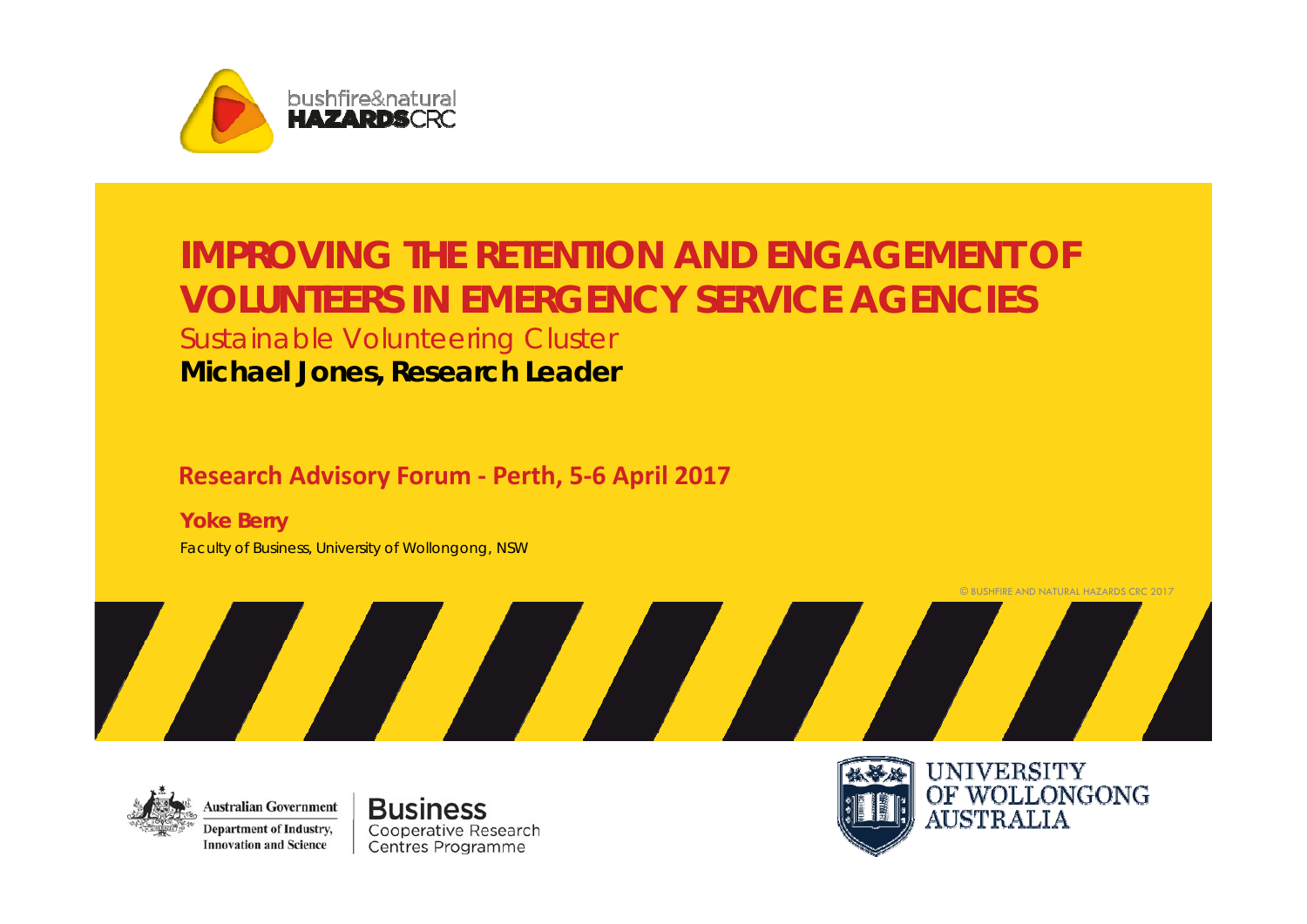# IMPROVING THE RETENTION AND ENGAGEMENT OF VOLUNTEERS IN EMERGENCY SERVICE AGENCIES

Sustainable Volunteering Cluster

**Michael Jones, Research Leader**

**Research Advisory Forum - Perth, 5-6 April 2017**

**Yoke Berry**

Faculty of Business, University of Wollongong, NSW

© BUSHFIRE AND NATURAL HAZARDS CRC 2017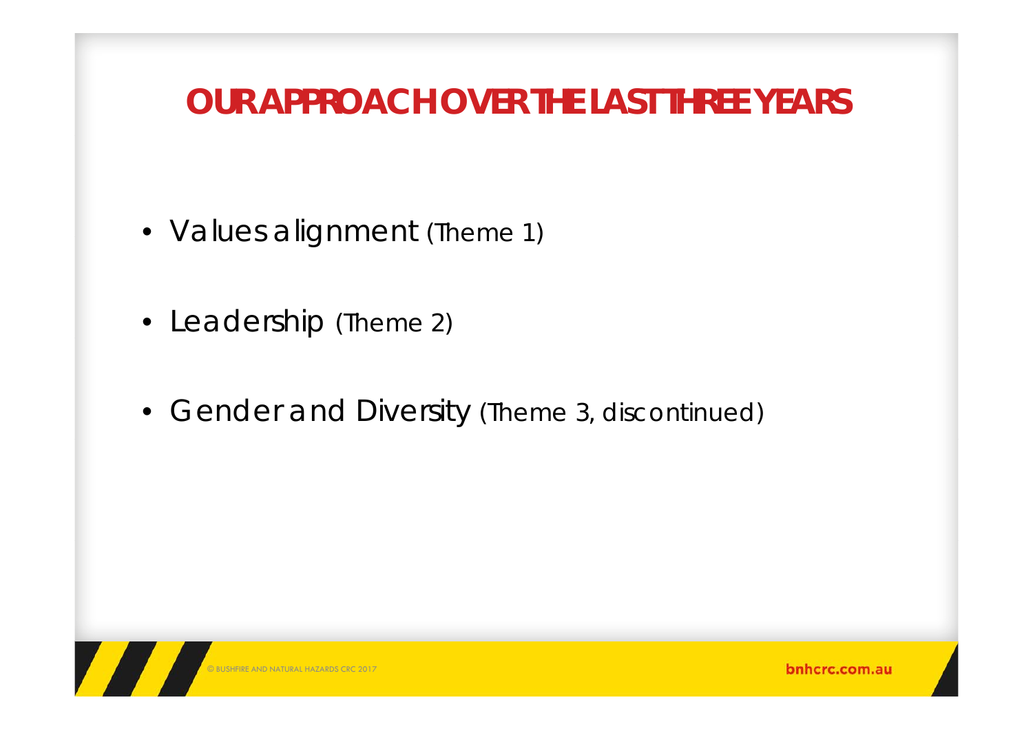# OUR APPROACH OVER THE LAST THREE YEARS

- Values alignment (Theme 1)
- Leadership (Theme 2)
- Gender and Diversity (Theme 3, discontinued)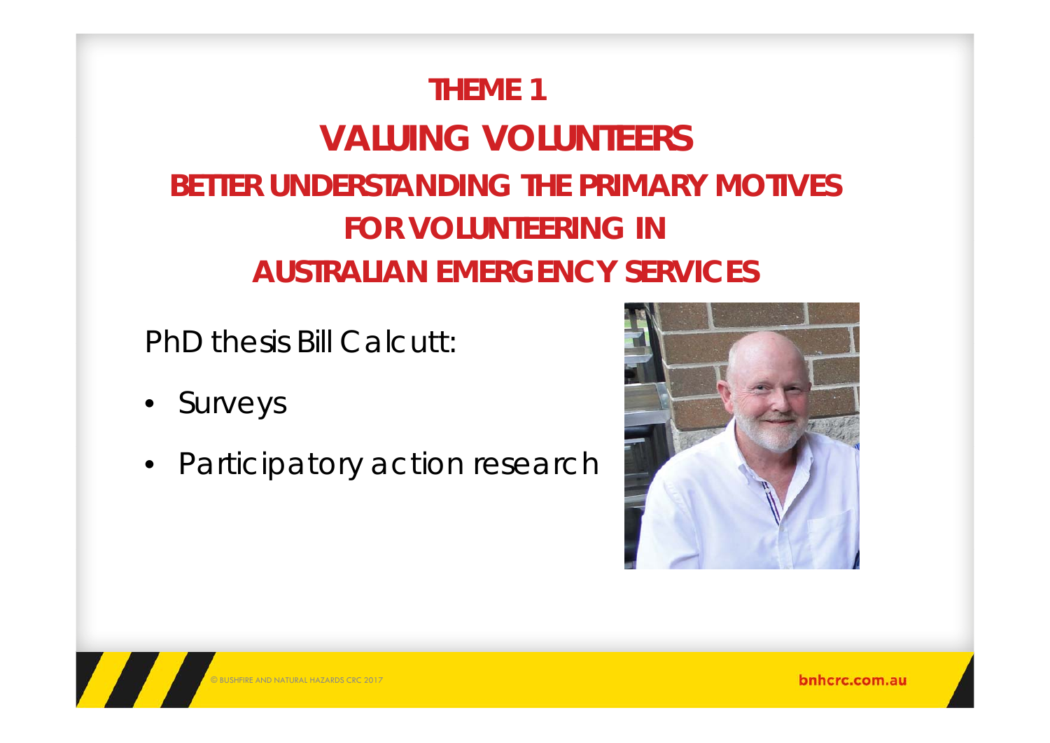# THEME 1

## VALUING VOLUNTEERS

### BETTER UNDERSTANDING THE PRIMARY MOTIVES FOR VOLUNTEERING IN AUSTRALIAN EMERGENCY SERVICES

PhD thesis Bill Calcutt:

- Surveys
- Participatory action research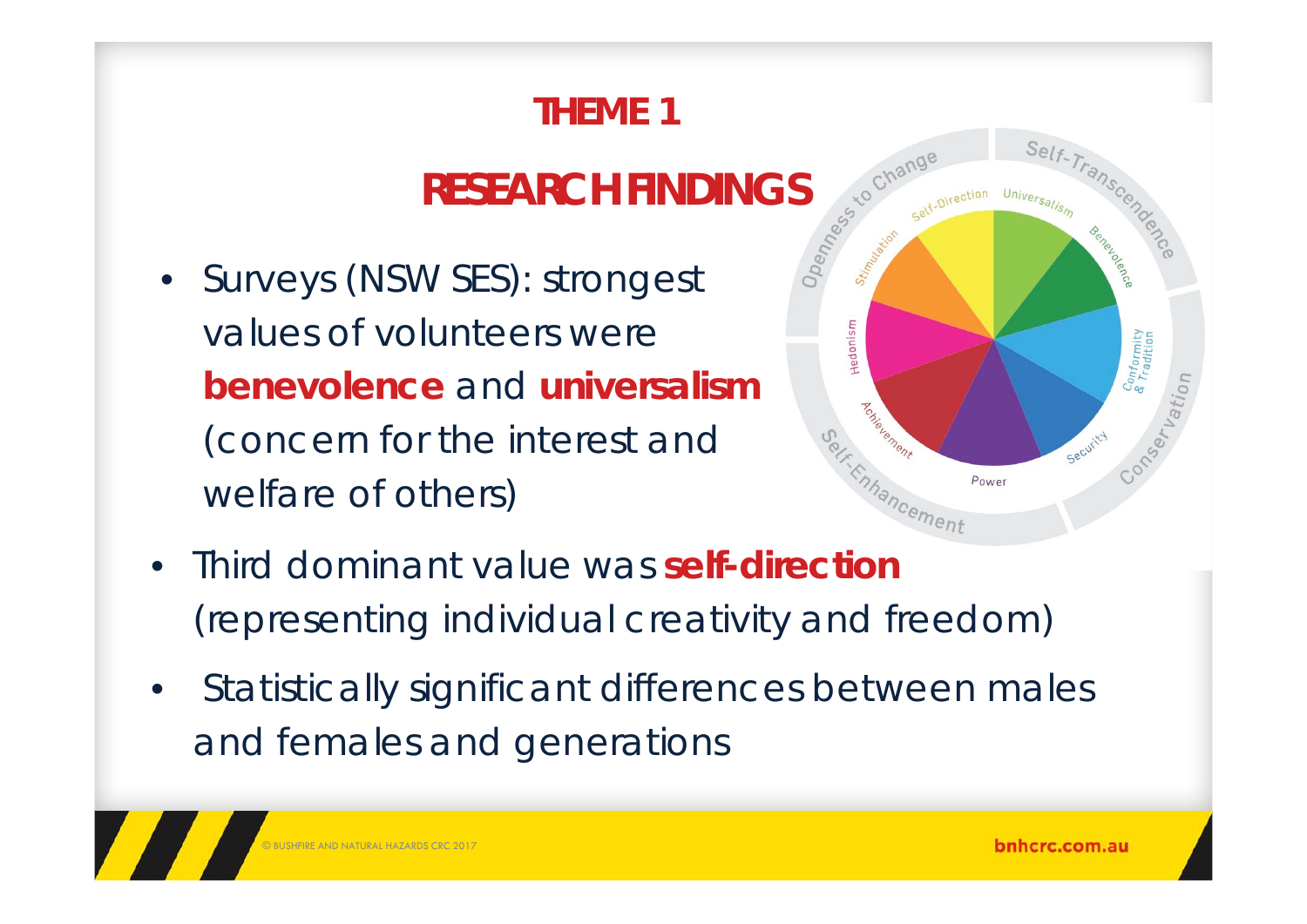# THEME 1

## RESEARCH FINDINGS

- Surveys (NSW SES): strongest values of volunteers were **benevolence** and **universalism** (concern for the interest and welfare of others)
- Third dominant value was **self-direction** (representing individual creativity and freedom)
- Statistically significant differences between males and females and generations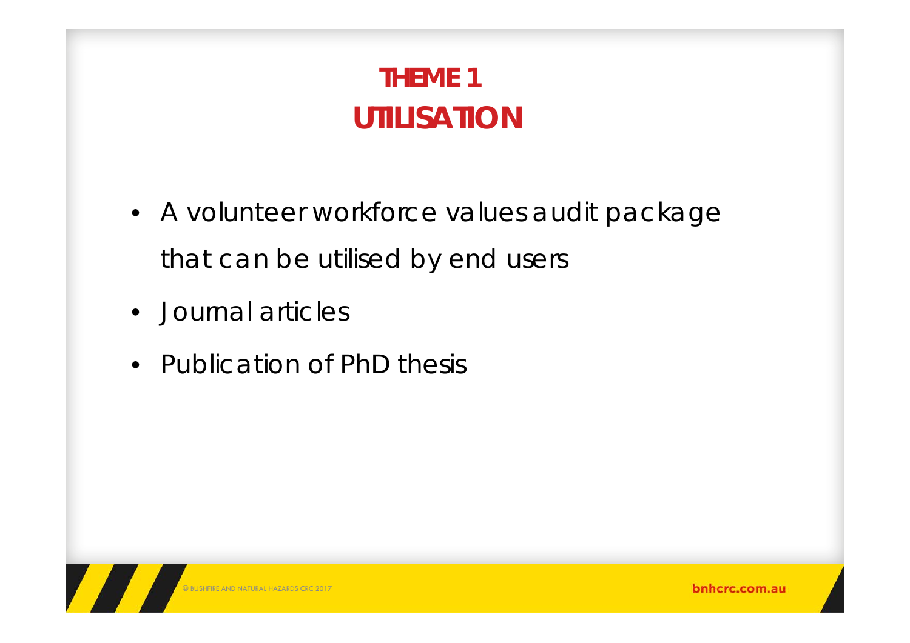# THEME 1
# UTILISATION

- A volunteer workforce values audit package that can be utilised by end users
- Journal articles
- Publication of PhD thesis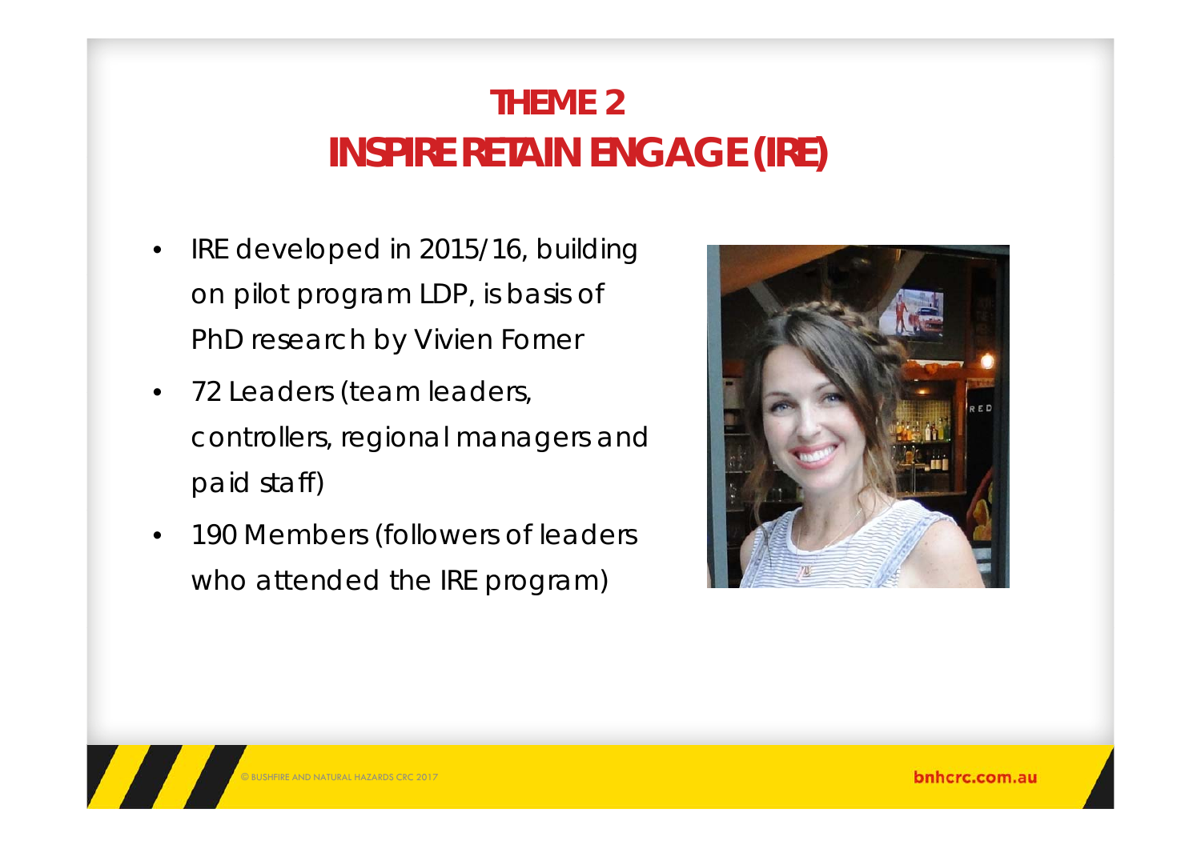# THEME 2
# INSPIRE RETAIN ENGAGE (IRE)

- IRE developed in 2015/16, building on pilot program LDP, is basis of PhD research by Vivien Forner
- 72 Leaders (team leaders, controllers, regional managers and paid staff)
- 190 Members (followers of leaders who attended the IRE program)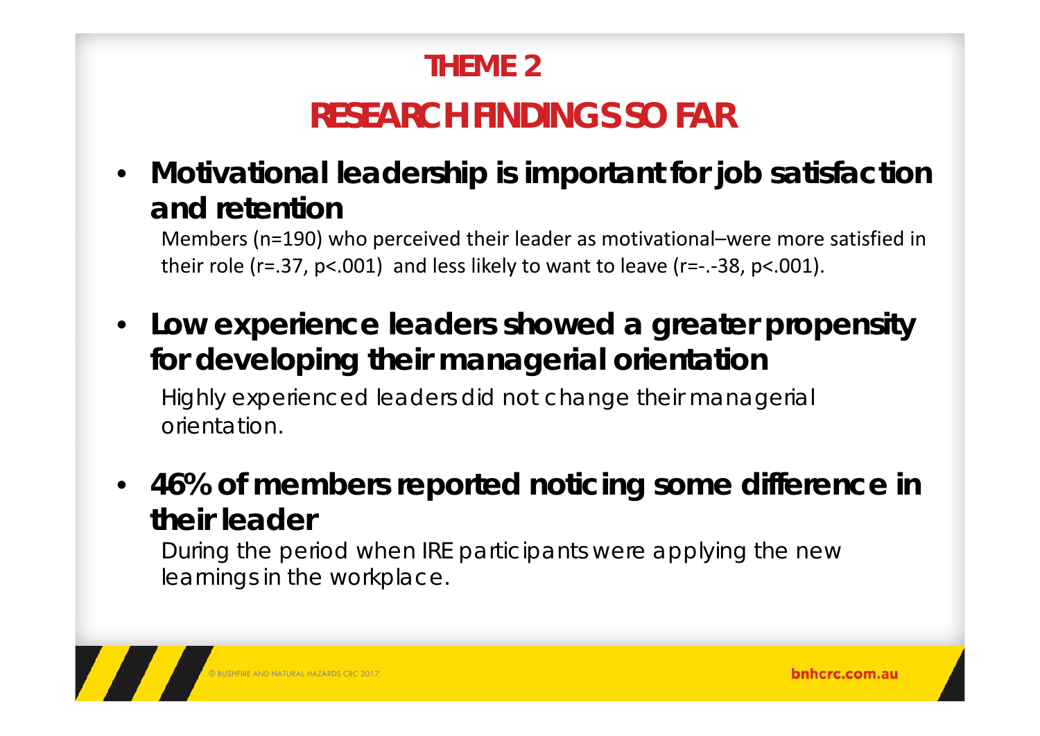# THEME 2

## RESEARCH FINDINGS SO FAR

- **Motivational leadership is important for job satisfaction and retention**

  Members ($n$=190) who perceived their leader as motivational–were more satisfied in their role ($r$=.37, $p$<.001) and less likely to want to leave ($r$=-.-38, $p$<.001).

- **Low experience leaders showed a greater propensity for developing their managerial orientation**

  Highly experienced leaders did not change their managerial orientation.

- **46% of members reported noticing some difference in their leader**

  During the period when IRE participants were applying the new learnings in the workplace.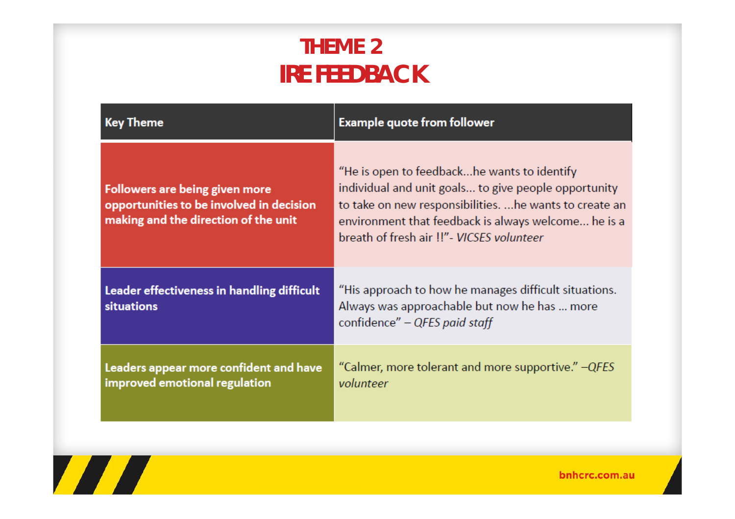# THEME 2
# IRE FEEDBACK

| Key Theme | Example quote from follower |
|---|---|
| **Followers are being given more opportunities to be involved in decision making and the direction of the unit** | "He is open to feedback...he wants to identify individual and unit goals... to give people opportunity to take on new responsibilities. ...he wants to create an environment that feedback is always welcome... he is a breath of fresh air !!"- *VICSES volunteer* |
| **Leader effectiveness in handling difficult situations** | "His approach to how he manages difficult situations. Always was approachable but now he has ... more confidence" – *QFES paid staff* |
| **Leaders appear more confident and have improved emotional regulation** | "Calmer, more tolerant and more supportive." –*QFES volunteer* |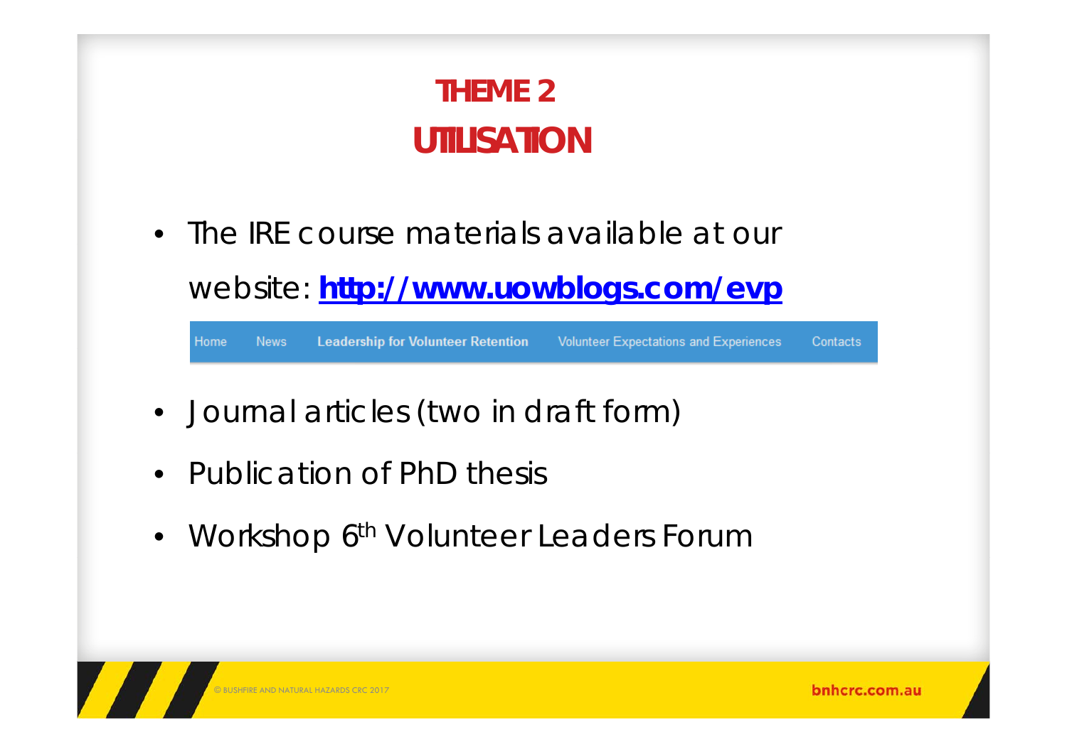# THEME 2
# UTILISATION

- The IRE course materials available at our website: **http://www.uowblogs.com/evp**

Home | News | **Leadership for Volunteer Retention** | Volunteer Expectations and Experiences | Contacts

- Journal articles (two in draft form)
- Publication of PhD thesis
- Workshop 6th Volunteer Leaders Forum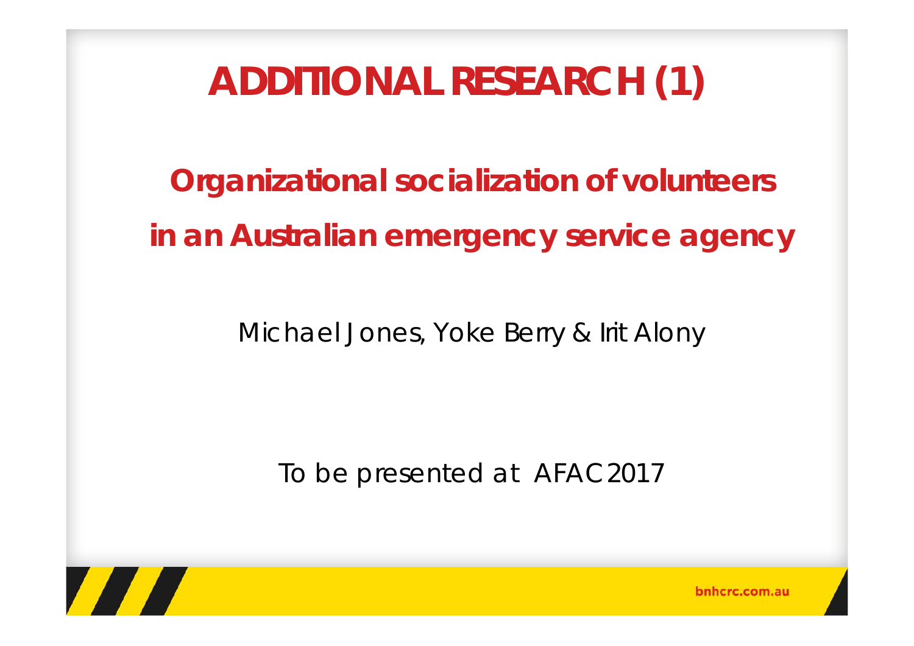# ADDITIONAL RESEARCH (1)

## Organizational socialization of volunteers in an Australian emergency service agency

Michael Jones, Yoke Berry & Irit Alony

To be presented at AFAC 2017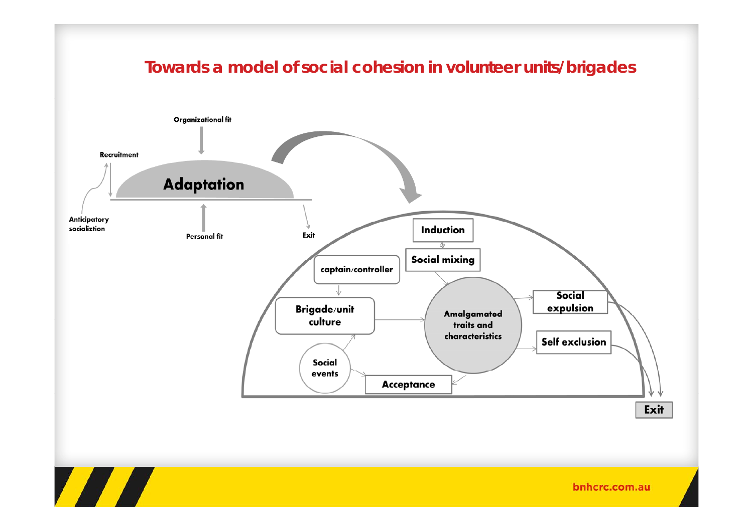# Towards a model of social cohesion in volunteer units/brigades

Organizational fit

Recruitment

Adaptation

Anticipatory socializtion

Personal fit

Exit

Induction

Social mixing

captain/controller

Brigade/unit culture

Amalgamated traits and characteristics

Social expulsion

Self exclusion

Social events

Acceptance

Exit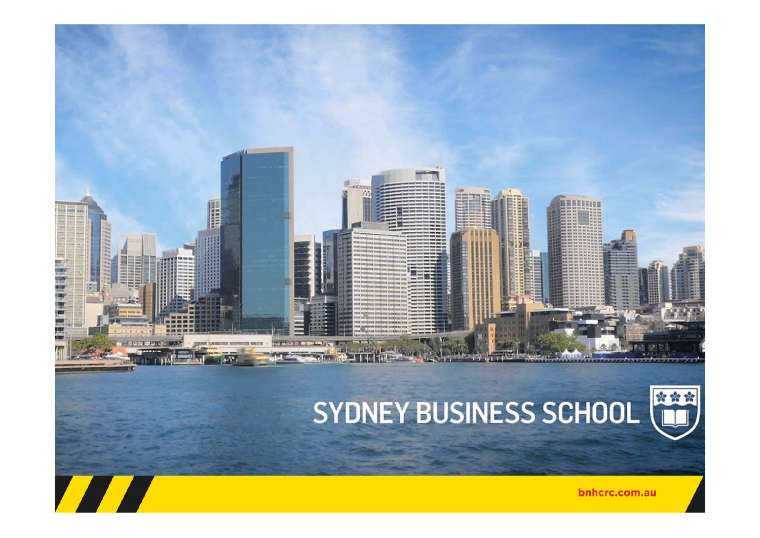SYDNEY BUSINESS SCHOOL

bnhcrc.com.au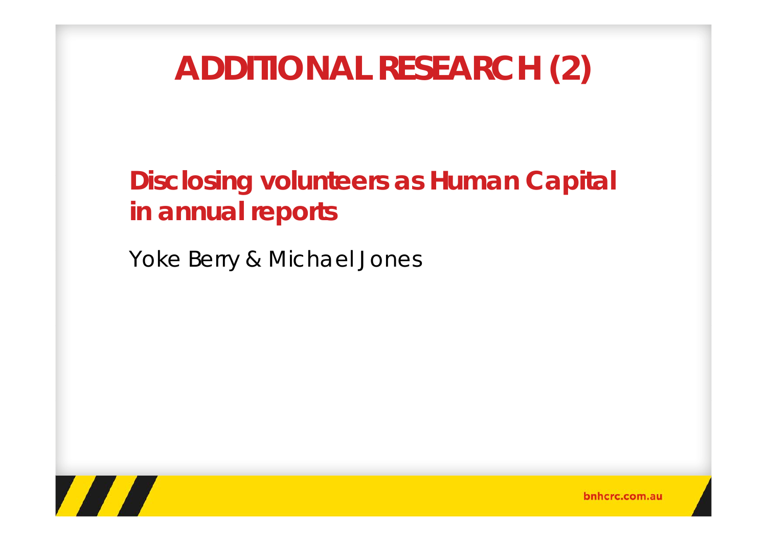# ADDITIONAL RESEARCH (2)

## Disclosing volunteers as Human Capital in annual reports

Yoke Berry & Michael Jones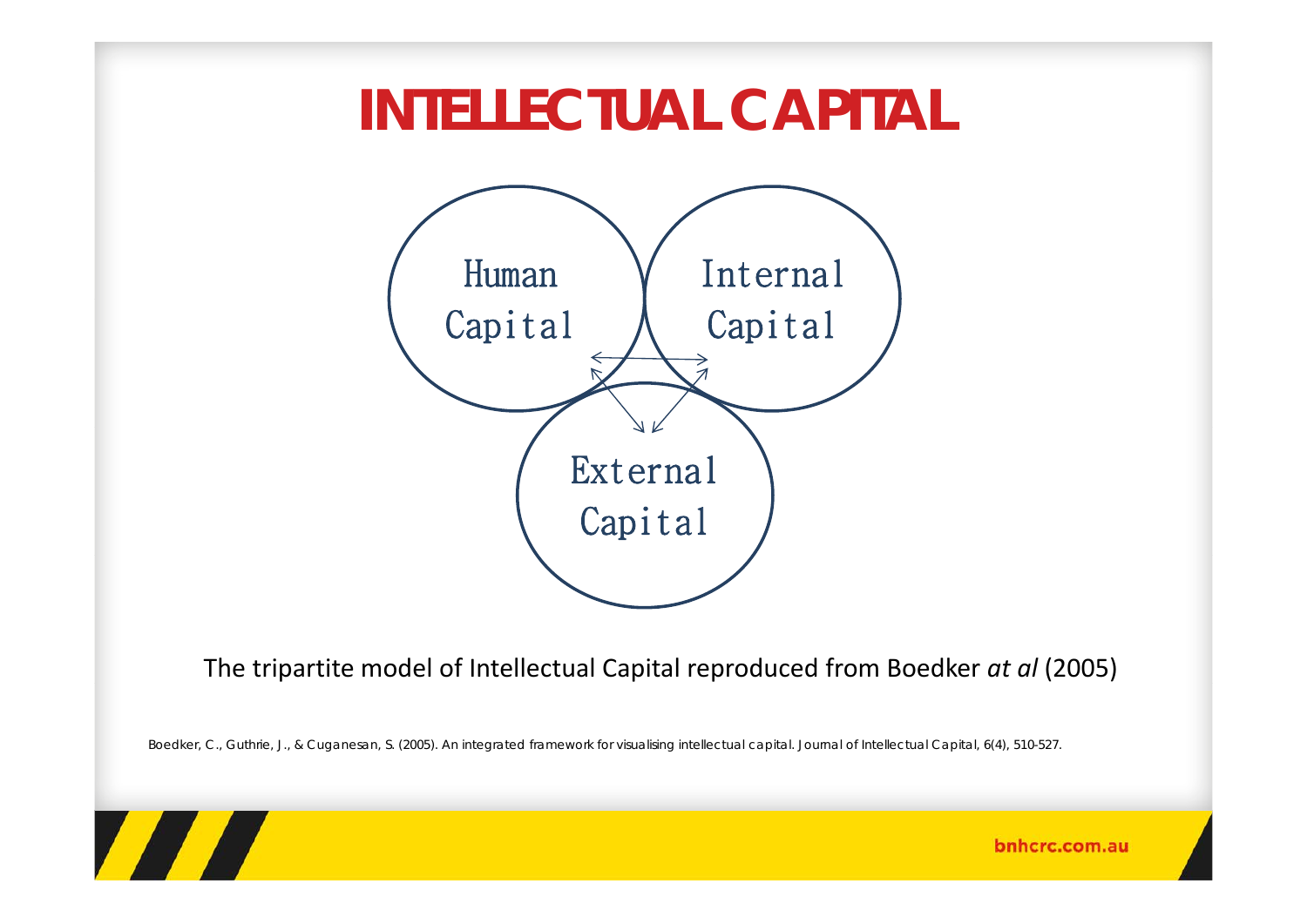# INTELLECTUAL CAPITAL

Human Capital

Internal Capital

External Capital

The tripartite model of Intellectual Capital reproduced from Boedker *at al* (2005)

Boedker, C., Guthrie, J., & Cuganesan, S. (2005). An integrated framework for visualising intellectual capital. Journal of Intellectual Capital, 6(4), 510-527.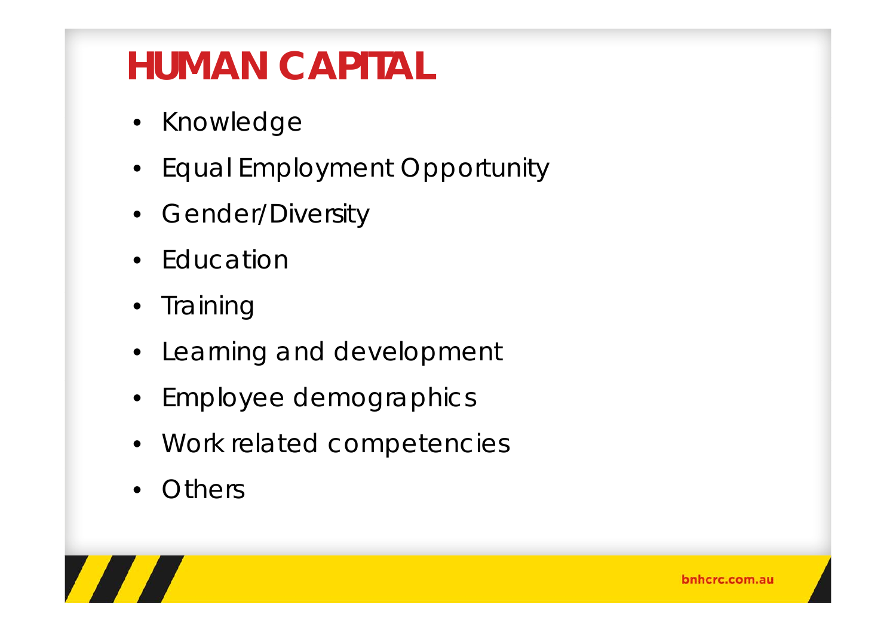# HUMAN CAPITAL

- Knowledge
- Equal Employment Opportunity
- Gender/Diversity
- Education
- Training
- Learning and development
- Employee demographics
- Work related competencies
- Others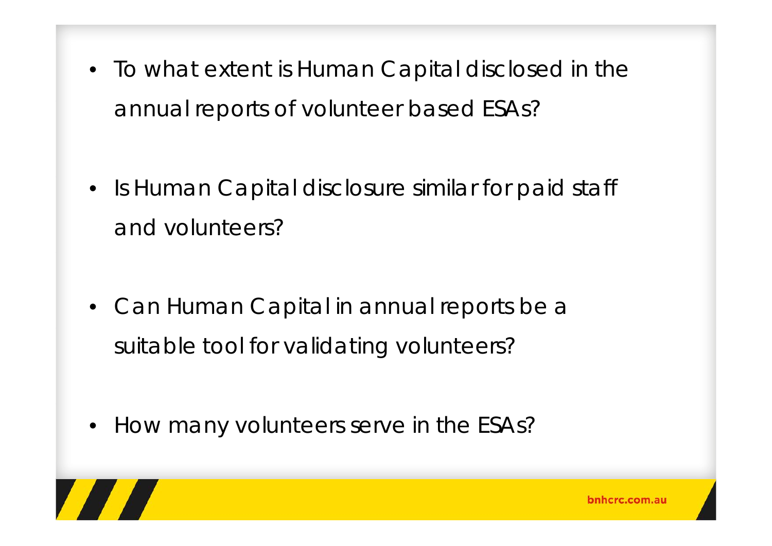- To what extent is Human Capital disclosed in the annual reports of volunteer based ESAs?
- Is Human Capital disclosure similar for paid staff and volunteers?
- Can Human Capital in annual reports be a suitable tool for validating volunteers?
- How many volunteers serve in the ESAs?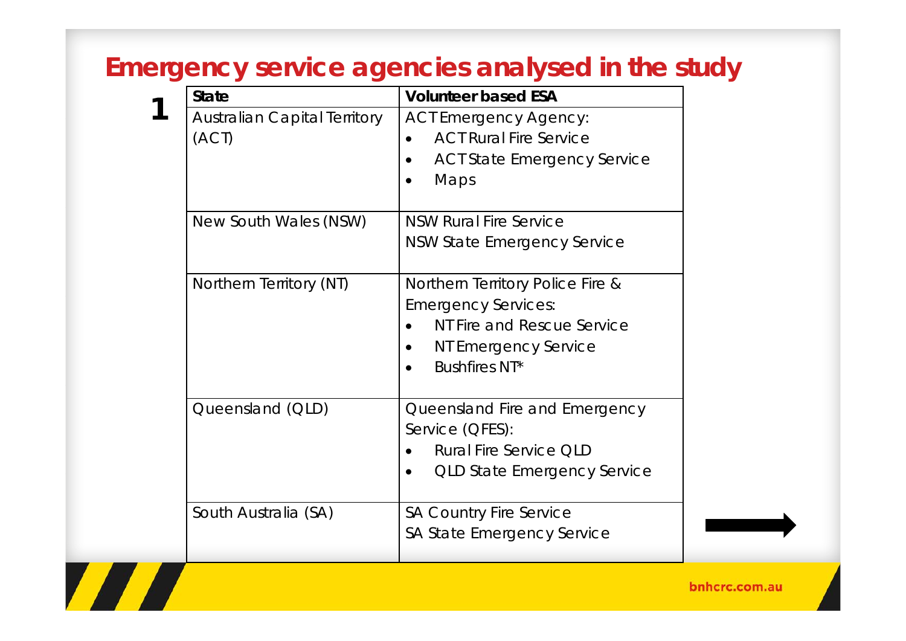# Emergency service agencies analysed in the study

1

| State | Volunteer based ESA |
|---|---|
| Australian Capital Territory (ACT) | ACT Emergency Agency:<br>• ACT Rural Fire Service<br>• ACT State Emergency Service<br>• Maps |
| New South Wales (NSW) | NSW Rural Fire Service<br>NSW State Emergency Service |
| Northern Territory (NT) | Northern Territory Police Fire & Emergency Services:<br>• NT Fire and Rescue Service<br>• NT Emergency Service<br>• Bushfires NT* |
| Queensland (QLD) | Queensland Fire and Emergency Service (QFES):<br>• Rural Fire Service QLD<br>• QLD State Emergency Service |
| South Australia (SA) | SA Country Fire Service<br>SA State Emergency Service |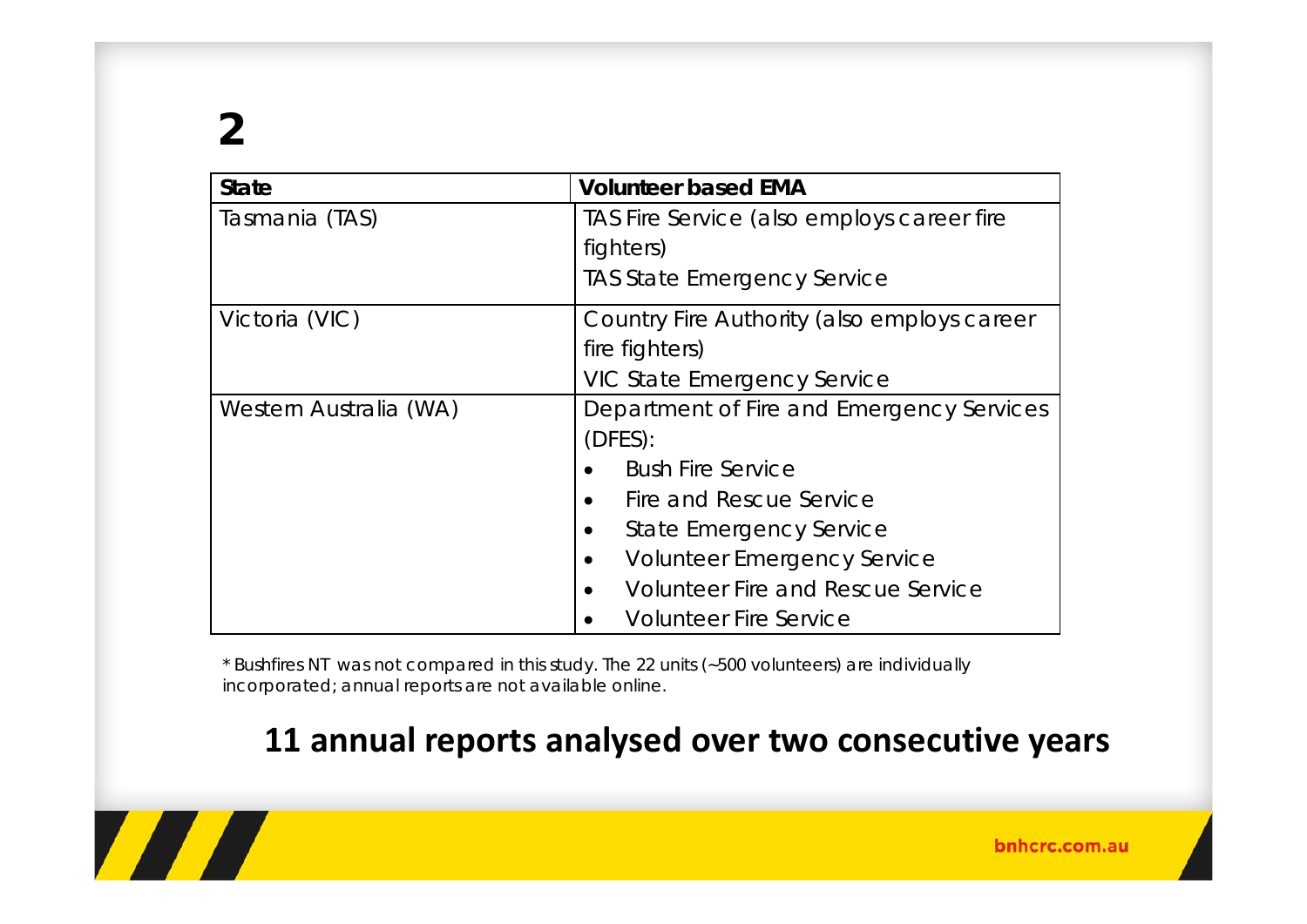# 2

| State | Volunteer based EMA |
| --- | --- |
| Tasmania (TAS) | TAS Fire Service (also employs career fire fighters)<br>TAS State Emergency Service |
| Victoria (VIC) | Country Fire Authority (also employs career fire fighters)<br>VIC State Emergency Service |
| Western Australia (WA) | Department of Fire and Emergency Services (DFES):<br>• Bush Fire Service<br>• Fire and Rescue Service<br>• State Emergency Service<br>• Volunteer Emergency Service<br>• Volunteer Fire and Rescue Service<br>• Volunteer Fire Service |

* Bushfires NT was not compared in this study. The 22 units (~500 volunteers) are individually incorporated; annual reports are not available online.

**11 annual reports analysed over two consecutive years**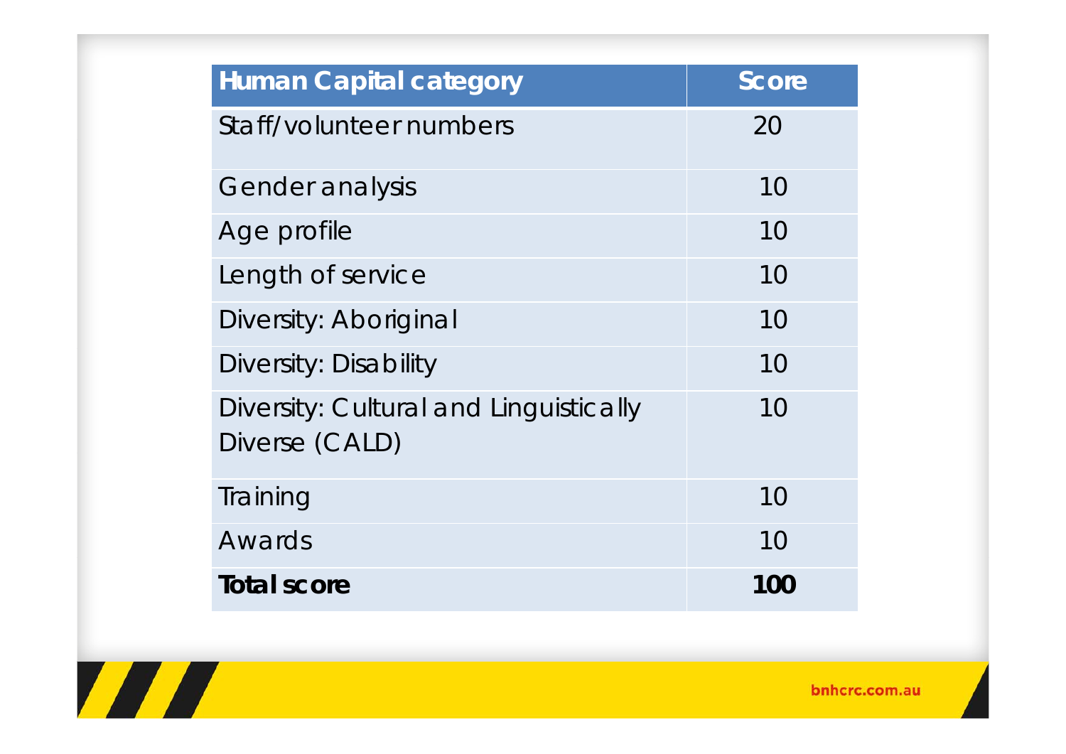| Human Capital category | Score |
|---|---|
| Staff/volunteer numbers | 20 |
| Gender analysis | 10 |
| Age profile | 10 |
| Length of service | 10 |
| Diversity: Aboriginal | 10 |
| Diversity: Disability | 10 |
| Diversity: Cultural and Linguistically Diverse (CALD) | 10 |
| Training | 10 |
| Awards | 10 |
| **Total score** | **100** |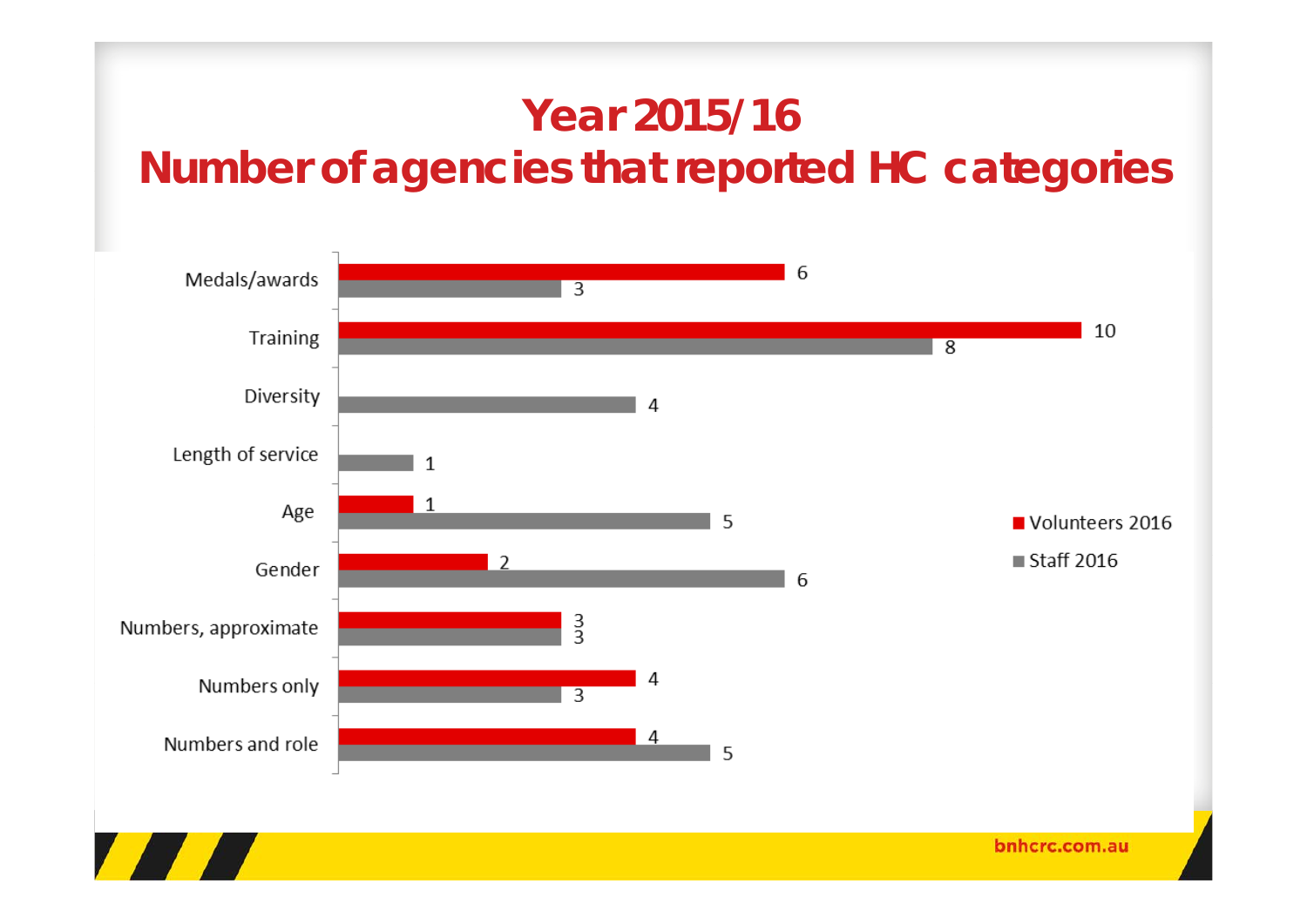# Year 2015/16
# Number of agencies that reported HC categories

| Category | Volunteers 2016 | Staff 2016 |
| --- | --- | --- |
| Medals/awards | 6 | 3 |
| Training | 10 | 8 |
| Diversity | | 4 |
| Length of service | | 1 |
| Age | 1 | 5 |
| Gender | 2 | 6 |
| Numbers, approximate | 3 | 3 |
| Numbers only | 4 | 3 |
| Numbers and role | 4 | 5 |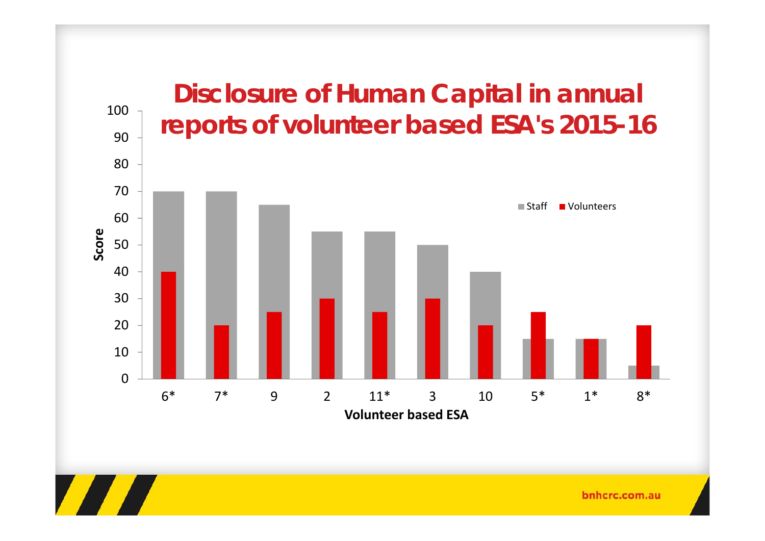# Disclosure of Human Capital in annual reports of volunteer based ESA's 2015-16

| Volunteer based ESA | Staff | Volunteers |
|---|---|---|
| 6* | 70 | 40 |
| 7* | 70 | 20 |
| 9 | 65 | 25 |
| 2 | 55 | 30 |
| 11* | 55 | 25 |
| 3 | 50 | 30 |
| 10 | 40 | 20 |
| 5* | 15 | 25 |
| 1* | 15 | 15 |
| 8* | 5 | 20 |

Score (y-axis, 0–100); Volunteer based ESA (x-axis)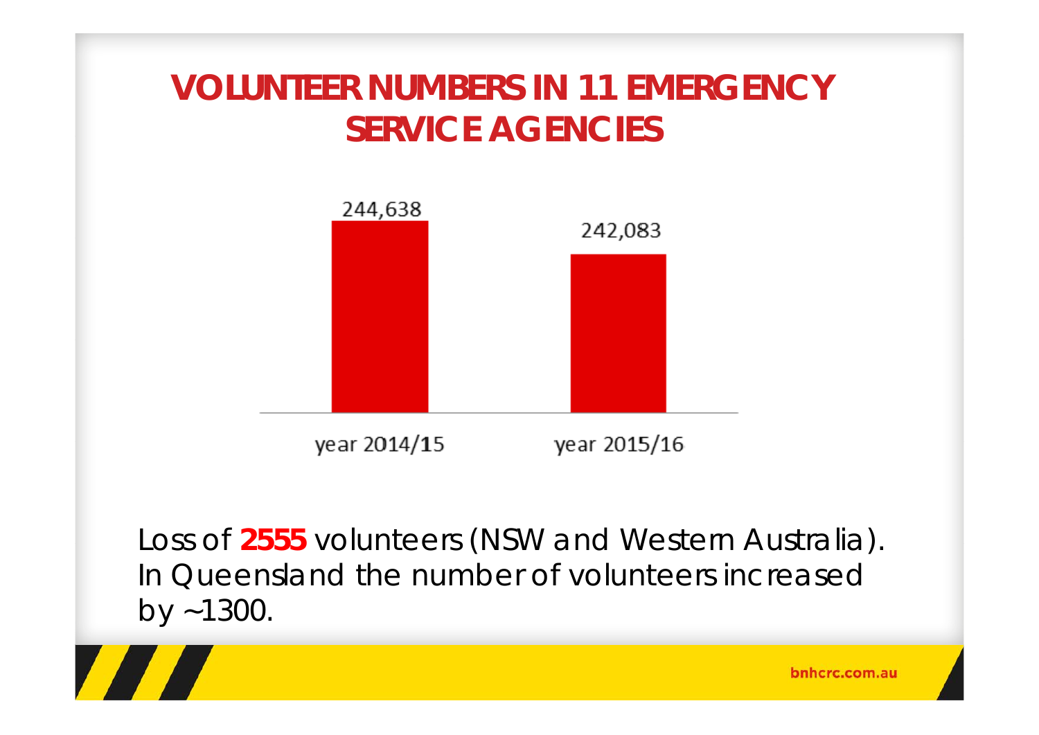# VOLUNTEER NUMBERS IN 11 EMERGENCY SERVICE AGENCIES

| | year 2014/15 | year 2015/16 |
|---|---|---|
| Volunteers | 244,638 | 242,083 |

Loss of **2555** volunteers (NSW and Western Australia). In Queensland the number of volunteers increased by ~1300.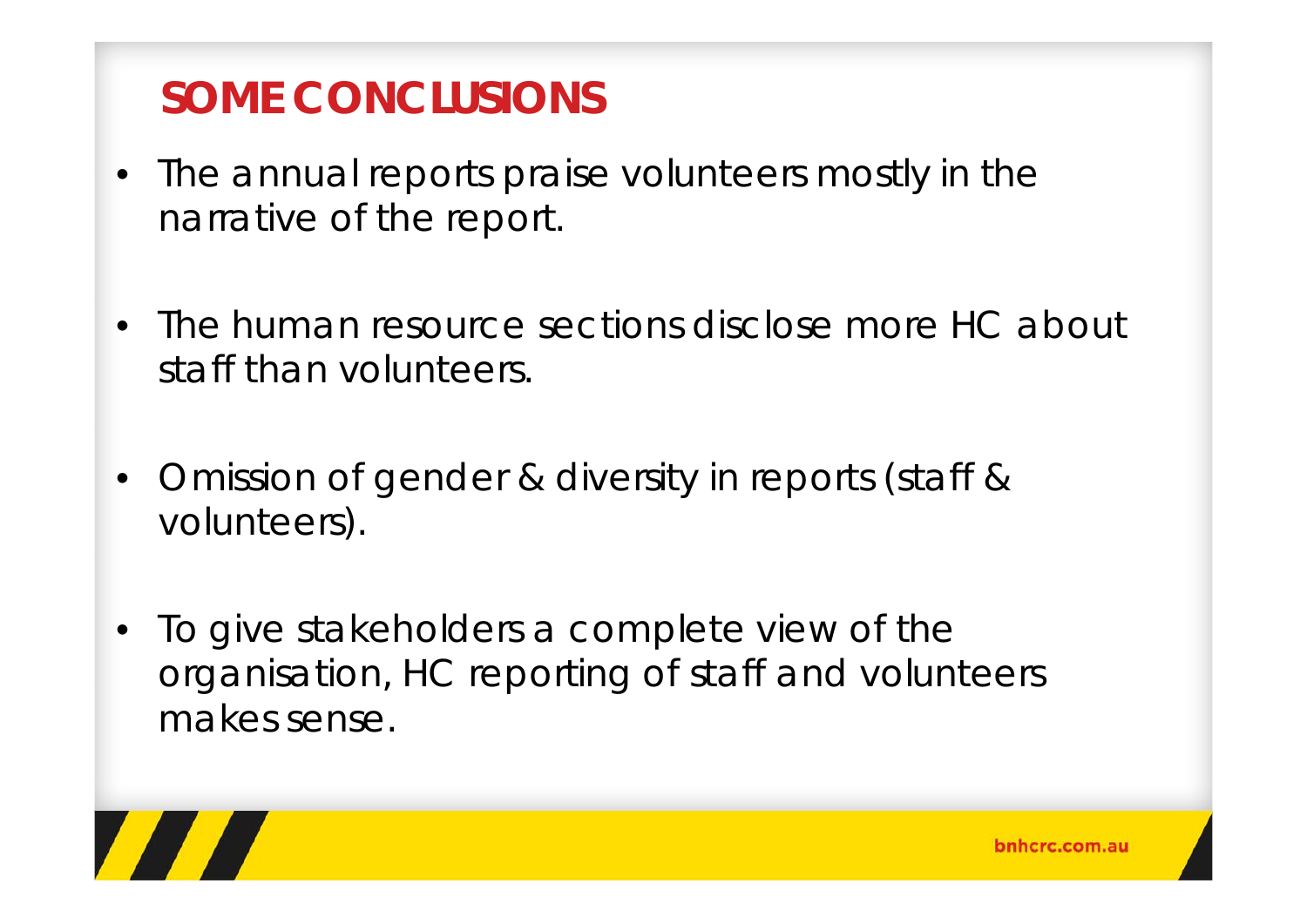# SOME CONCLUSIONS

- The annual reports praise volunteers mostly in the narrative of the report.
- The human resource sections disclose more HC about staff than volunteers.
- Omission of gender & diversity in reports (staff & volunteers).
- To give stakeholders a complete view of the organisation, HC reporting of staff and volunteers makes sense.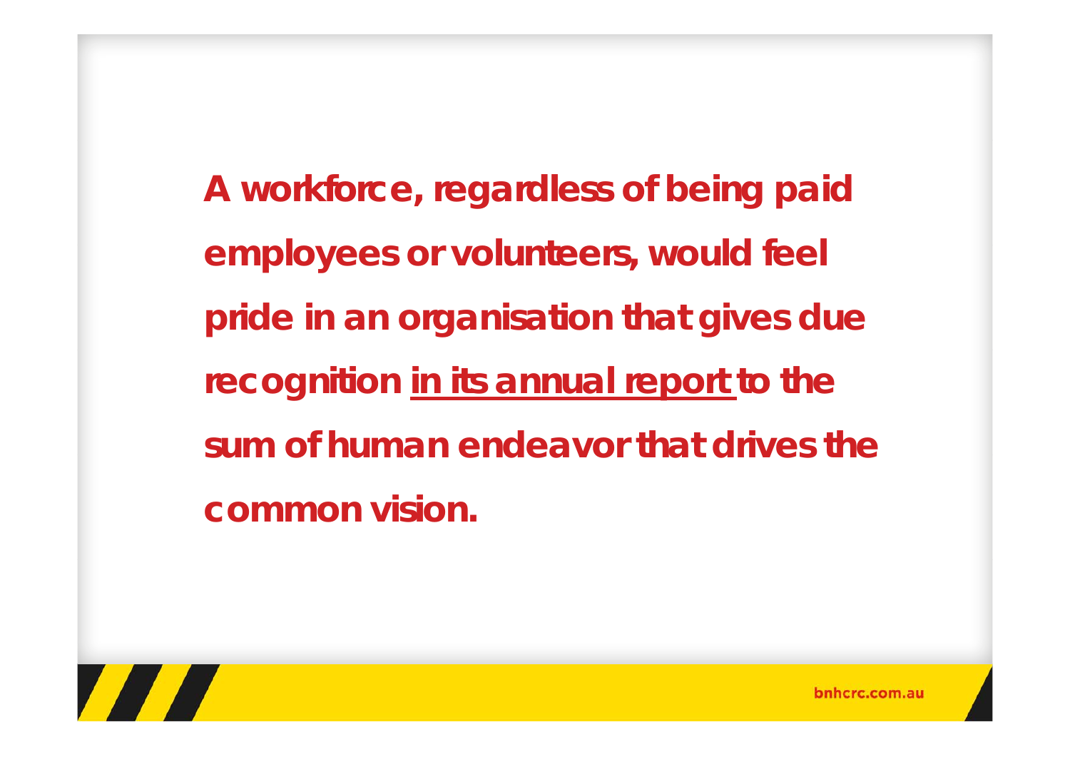**A workforce, regardless of being paid employees or volunteers, would feel pride in an organisation that gives due recognition <u>in its annual report</u> to the sum of human endeavor that drives the common vision.**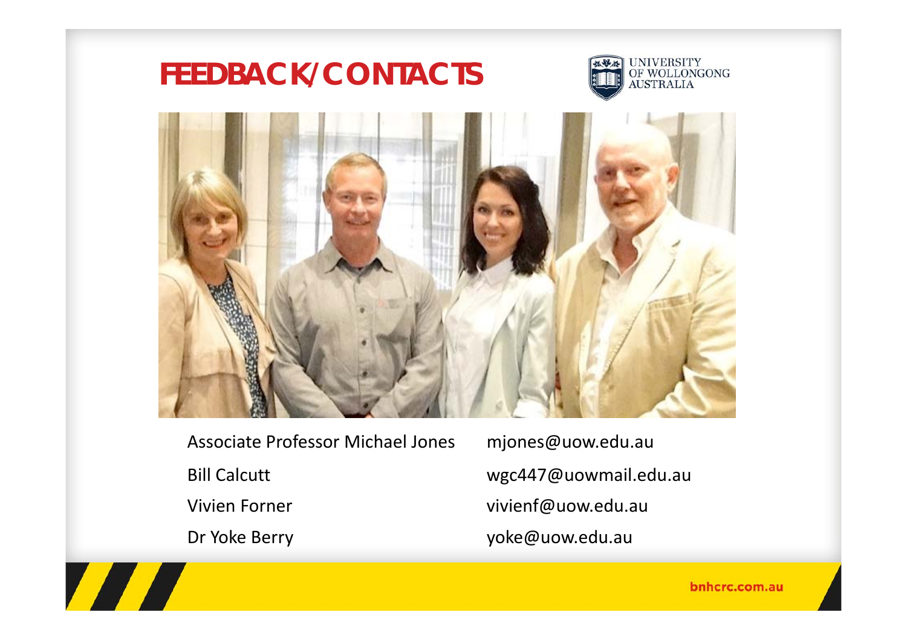# FEEDBACK/CONTACTS

UNIVERSITY OF WOLLONGONG AUSTRALIA

| | |
|---|---|
| Associate Professor Michael Jones | mjones@uow.edu.au |
| Bill Calcutt | wgc447@uowmail.edu.au |
| Vivien Forner | vivienf@uow.edu.au |
| Dr Yoke Berry | yoke@uow.edu.au |

bnhcrc.com.au